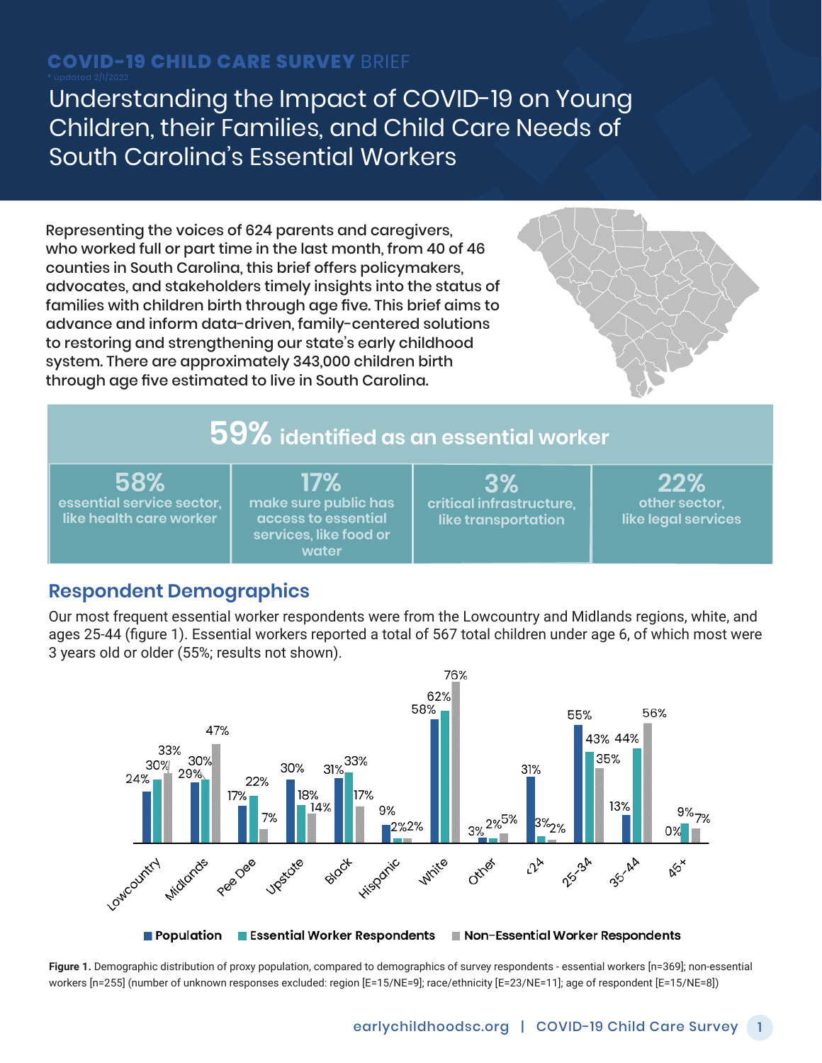**COVID-19 CHILD CARE SURVEY** BRIEF

\* updated 2/1/2022

# Understanding the Impact of COVID-19 on Young Children, their Families, and Child Care Needs of South Carolina's Essential Workers

Representing the voices of 624 parents and caregivers, who worked full or part time in the last month, from 40 of 46 counties in South Carolina, this brief offers policymakers, advocates, and stakeholders timely insights into the status of families with children birth through age five. This brief aims to advance and inform data-driven, family-centered solutions to restoring and strengthening our state's early childhood system. There are approximately 343,000 children birth through age five estimated to live in South Carolina.

## 59% identified as an essential worker

| 58% | 17% | 3% | 22% |
|---|---|---|---|
| essential service sector, like health care worker | make sure public has access to essential services, like food or water | critical infrastructure, like transportation | other sector, like legal services |

## Respondent Demographics

Our most frequent essential worker respondents were from the Lowcountry and Midlands regions, white, and ages 25-44 (figure 1). Essential workers reported a total of 567 total children under age 6, of which most were 3 years old or older (55%; results not shown).

| | Population | Essential Worker Respondents | Non-Essential Worker Respondents |
|---|---|---|---|
| Lowcountry | 24% | 30% | 33% |
| Midlands | 29% | 30% | 47% |
| Pee Dee | 17% | 22% | 7% |
| Upstate | 30% | 18% | 14% |
| Black | 31% | 33% | 17% |
| Hispanic | 9% | 2% | 2% |
| White | 58% | 62% | 76% |
| Other | 3% | 2% | 5% |
| <24 | 31% | 3% | 2% |
| 25-34 | 55% | 43% | 35% |
| 35-44 | 13% | 44% | 56% |
| 45+ | 0% | 9% | 7% |

**Figure 1.** Demographic distribution of proxy population, compared to demographics of survey respondents - essential workers [n=369]; non-essential workers [n=255] (number of unknown responses excluded: region [E=15/NE=9]; race/ethnicity [E=23/NE=11]; age of respondent [E=15/NE=8])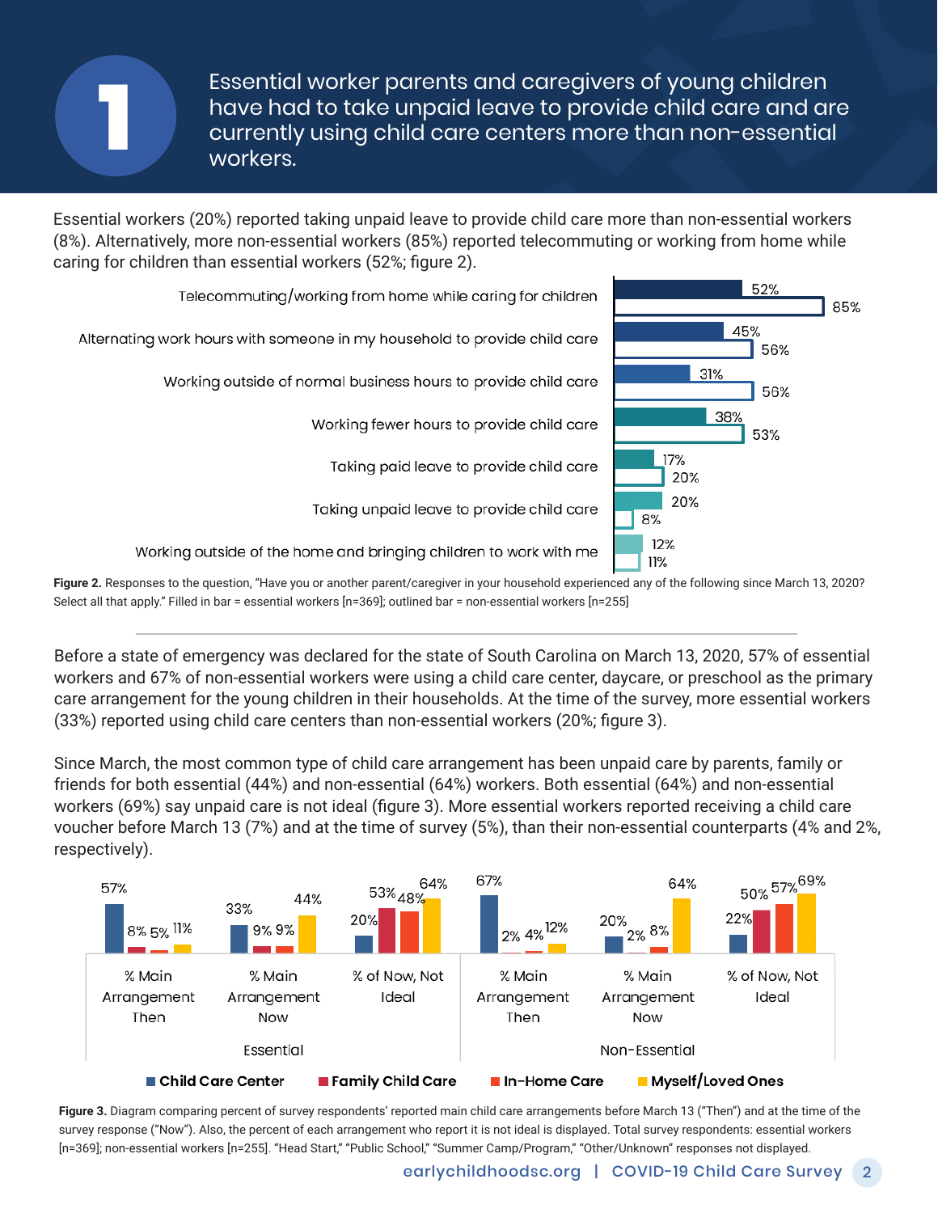# 1

Essential worker parents and caregivers of young children have had to take unpaid leave to provide child care and are currently using child care centers more than non-essential workers.

Essential workers (20%) reported taking unpaid leave to provide child care more than non-essential workers (8%). Alternatively, more non-essential workers (85%) reported telecommuting or working from home while caring for children than essential workers (52%; figure 2).

| | Essential workers | Non-essential workers |
|---|---|---|
| Telecommuting/working from home while caring for children | 52% | 85% |
| Alternating work hours with someone in my household to provide child care | 45% | 56% |
| Working outside of normal business hours to provide child care | 31% | 56% |
| Working fewer hours to provide child care | 38% | 53% |
| Taking paid leave to provide child care | 17% | 20% |
| Taking unpaid leave to provide child care | 20% | 8% |
| Working outside of the home and bringing children to work with me | 12% | 11% |

**Figure 2.** Responses to the question, "Have you or another parent/caregiver in your household experienced any of the following since March 13, 2020? Select all that apply." Filled in bar = essential workers [n=369]; outlined bar = non-essential workers [n=255]

Before a state of emergency was declared for the state of South Carolina on March 13, 2020, 57% of essential workers and 67% of non-essential workers were using a child care center, daycare, or preschool as the primary care arrangement for the young children in their households. At the time of the survey, more essential workers (33%) reported using child care centers than non-essential workers (20%; figure 3).

Since March, the most common type of child care arrangement has been unpaid care by parents, family or friends for both essential (44%) and non-essential (64%) workers. Both essential (64%) and non-essential workers (69%) say unpaid care is not ideal (figure 3). More essential workers reported receiving a child care voucher before March 13 (7%) and at the time of survey (5%), than their non-essential counterparts (4% and 2%, respectively).

| | | Child Care Center | Family Child Care | In-Home Care | Myself/Loved Ones |
|---|---|---|---|---|---|
| Essential | % Main Arrangement Then | 57% | 8% | 5% | 11% |
| | % Main Arrangement Now | 33% | 9% | 9% | 44% |
| | % of Now, Not Ideal | 20% | 53% | 48% | 64% |
| Non-Essential | % Main Arrangement Then | 67% | 2% | 4% | 12% |
| | % Main Arrangement Now | 20% | 2% | 8% | 64% |
| | % of Now, Not Ideal | 22% | 50% | 57% | 69% |

**Figure 3.** Diagram comparing percent of survey respondents' reported main child care arrangements before March 13 ("Then") and at the time of the survey response ("Now"). Also, the percent of each arrangement who report it is not ideal is displayed. Total survey respondents: essential workers [n=369]; non-essential workers [n=255]. "Head Start," "Public School," "Summer Camp/Program," "Other/Unknown" responses not displayed.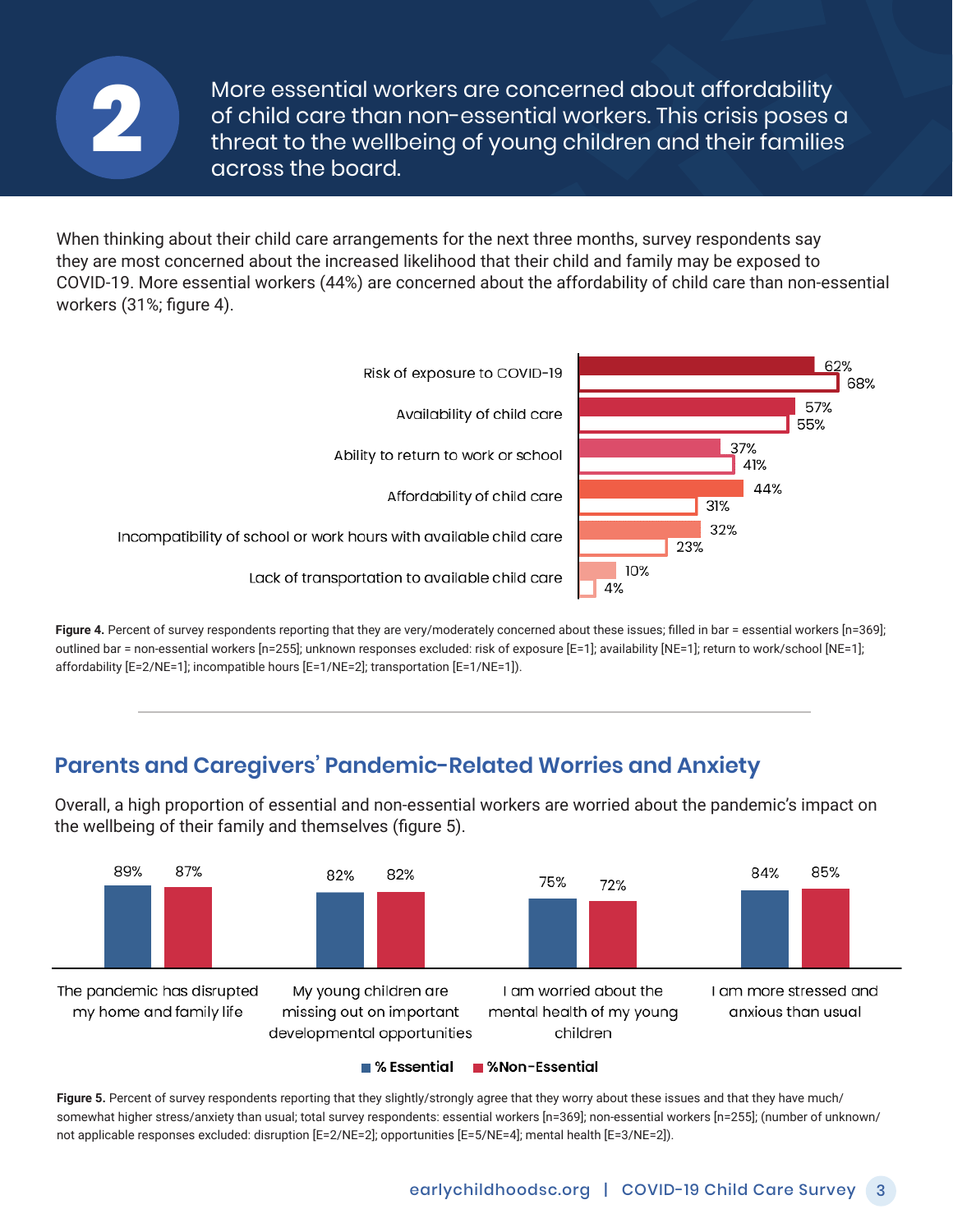# 2

More essential workers are concerned about affordability of child care than non-essential workers. This crisis poses a threat to the wellbeing of young children and their families across the board.

When thinking about their child care arrangements for the next three months, survey respondents say they are most concerned about the increased likelihood that their child and family may be exposed to COVID-19. More essential workers (44%) are concerned about the affordability of child care than non-essential workers (31%; figure 4).

| Concern | Essential workers | Non-essential workers |
|---|---|---|
| Risk of exposure to COVID-19 | 62% | 68% |
| Availability of child care | 57% | 55% |
| Ability to return to work or school | 37% | 41% |
| Affordability of child care | 44% | 31% |
| Incompatibility of school or work hours with available child care | 32% | 23% |
| Lack of transportation to available child care | 10% | 4% |

**Figure 4.** Percent of survey respondents reporting that they are very/moderately concerned about these issues; filled in bar = essential workers [n=369]; outlined bar = non-essential workers [n=255]; unknown responses excluded: risk of exposure [E=1]; availability [NE=1]; return to work/school [NE=1]; affordability [E=2/NE=1]; incompatible hours [E=1/NE=2]; transportation [E=1/NE=1]).

## Parents and Caregivers' Pandemic-Related Worries and Anxiety

Overall, a high proportion of essential and non-essential workers are worried about the pandemic's impact on the wellbeing of their family and themselves (figure 5).

| | % Essential | %Non-Essential |
|---|---|---|
| The pandemic has disrupted my home and family life | 89% | 87% |
| My young children are missing out on important developmental opportunities | 82% | 82% |
| I am worried about the mental health of my young children | 75% | 72% |
| I am more stressed and anxious than usual | 84% | 85% |

**Figure 5.** Percent of survey respondents reporting that they slightly/strongly agree that they worry about these issues and that they have much/somewhat higher stress/anxiety than usual; total survey respondents: essential workers [n=369]; non-essential workers [n=255]; (number of unknown/not applicable responses excluded: disruption [E=2/NE=2]; opportunities [E=5/NE=4]; mental health [E=3/NE=2]).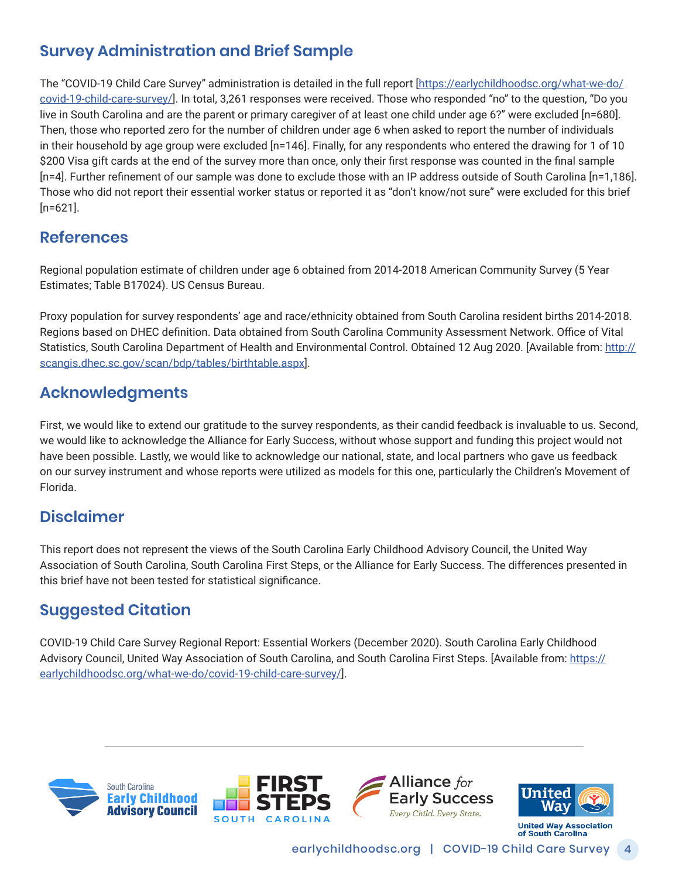## Survey Administration and Brief Sample

The "COVID-19 Child Care Survey" administration is detailed in the full report [https://earlychildhoodsc.org/what-we-do/covid-19-child-care-survey/]. In total, 3,261 responses were received. Those who responded "no" to the question, "Do you live in South Carolina and are the parent or primary caregiver of at least one child under age 6?" were excluded [n=680]. Then, those who reported zero for the number of children under age 6 when asked to report the number of individuals in their household by age group were excluded [n=146]. Finally, for any respondents who entered the drawing for 1 of 10 $200 Visa gift cards at the end of the survey more than once, only their first response was counted in the final sample [n=4]. Further refinement of our sample was done to exclude those with an IP address outside of South Carolina [n=1,186]. Those who did not report their essential worker status or reported it as "don't know/not sure" were excluded for this brief [n=621].

## References

Regional population estimate of children under age 6 obtained from 2014-2018 American Community Survey (5 Year Estimates; Table B17024). US Census Bureau.

Proxy population for survey respondents' age and race/ethnicity obtained from South Carolina resident births 2014-2018. Regions based on DHEC definition. Data obtained from South Carolina Community Assessment Network. Office of Vital Statistics, South Carolina Department of Health and Environmental Control. Obtained 12 Aug 2020. [Available from: http://scangis.dhec.sc.gov/scan/bdp/tables/birthtable.aspx].

## Acknowledgments

First, we would like to extend our gratitude to the survey respondents, as their candid feedback is invaluable to us. Second, we would like to acknowledge the Alliance for Early Success, without whose support and funding this project would not have been possible. Lastly, we would like to acknowledge our national, state, and local partners who gave us feedback on our survey instrument and whose reports were utilized as models for this one, particularly the Children's Movement of Florida.

## Disclaimer

This report does not represent the views of the South Carolina Early Childhood Advisory Council, the United Way Association of South Carolina, South Carolina First Steps, or the Alliance for Early Success. The differences presented in this brief have not been tested for statistical significance.

## Suggested Citation

COVID-19 Child Care Survey Regional Report: Essential Workers (December 2020). South Carolina Early Childhood Advisory Council, United Way Association of South Carolina, and South Carolina First Steps. [Available from: https://earlychildhoodsc.org/what-we-do/covid-19-child-care-survey/].

South Carolina Early Childhood Advisory Council

FIRST STEPS SOUTH CAROLINA

Alliance *for* Early Success *Every Child. Every State.*

United Way Association of South Carolina